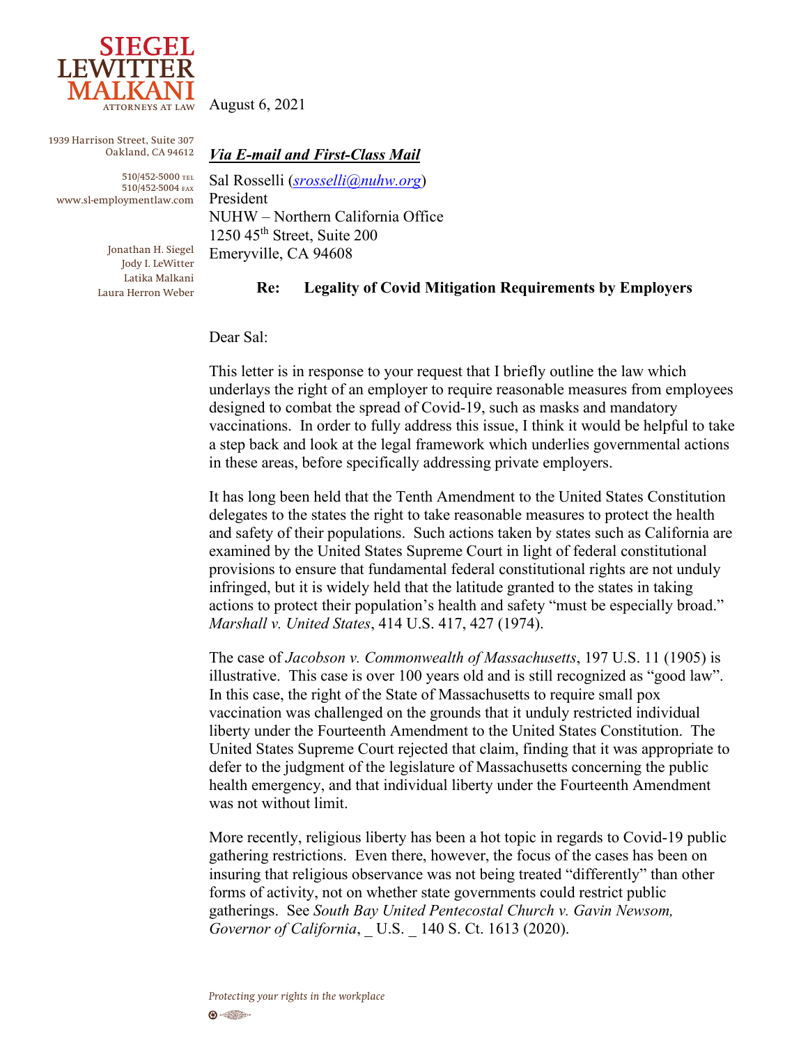**SIEGEL LEWITTER MALKANI**
ATTORNEYS AT LAW

1939 Harrison Street, Suite 307
Oakland, CA 94612

510/452-5000 TEL
510/452-5004 FAX
www.sl-employmentlaw.com

Jonathan H. Siegel
Jody I. LeWitter
Latika Malkani
Laura Herron Weber

August 6, 2021

***Via E-mail and First-Class Mail***

Sal Rosselli (srosselli@nuhw.org)
President
NUHW – Northern California Office
1250 45th Street, Suite 200
Emeryville, CA 94608

**Re: Legality of Covid Mitigation Requirements by Employers**

Dear Sal:

This letter is in response to your request that I briefly outline the law which underlays the right of an employer to require reasonable measures from employees designed to combat the spread of Covid-19, such as masks and mandatory vaccinations. In order to fully address this issue, I think it would be helpful to take a step back and look at the legal framework which underlies governmental actions in these areas, before specifically addressing private employers.

It has long been held that the Tenth Amendment to the United States Constitution delegates to the states the right to take reasonable measures to protect the health and safety of their populations. Such actions taken by states such as California are examined by the United States Supreme Court in light of federal constitutional provisions to ensure that fundamental federal constitutional rights are not unduly infringed, but it is widely held that the latitude granted to the states in taking actions to protect their population's health and safety "must be especially broad." *Marshall v. United States*, 414 U.S. 417, 427 (1974).

The case of *Jacobson v. Commonwealth of Massachusetts*, 197 U.S. 11 (1905) is illustrative. This case is over 100 years old and is still recognized as "good law". In this case, the right of the State of Massachusetts to require small pox vaccination was challenged on the grounds that it unduly restricted individual liberty under the Fourteenth Amendment to the United States Constitution. The United States Supreme Court rejected that claim, finding that it was appropriate to defer to the judgment of the legislature of Massachusetts concerning the public health emergency, and that individual liberty under the Fourteenth Amendment was not without limit.

More recently, religious liberty has been a hot topic in regards to Covid-19 public gathering restrictions. Even there, however, the focus of the cases has been on insuring that religious observance was not being treated "differently" than other forms of activity, not on whether state governments could restrict public gatherings. See *South Bay United Pentecostal Church v. Gavin Newsom, Governor of California*, _ U.S. _ 140 S. Ct. 1613 (2020).

*Protecting your rights in the workplace*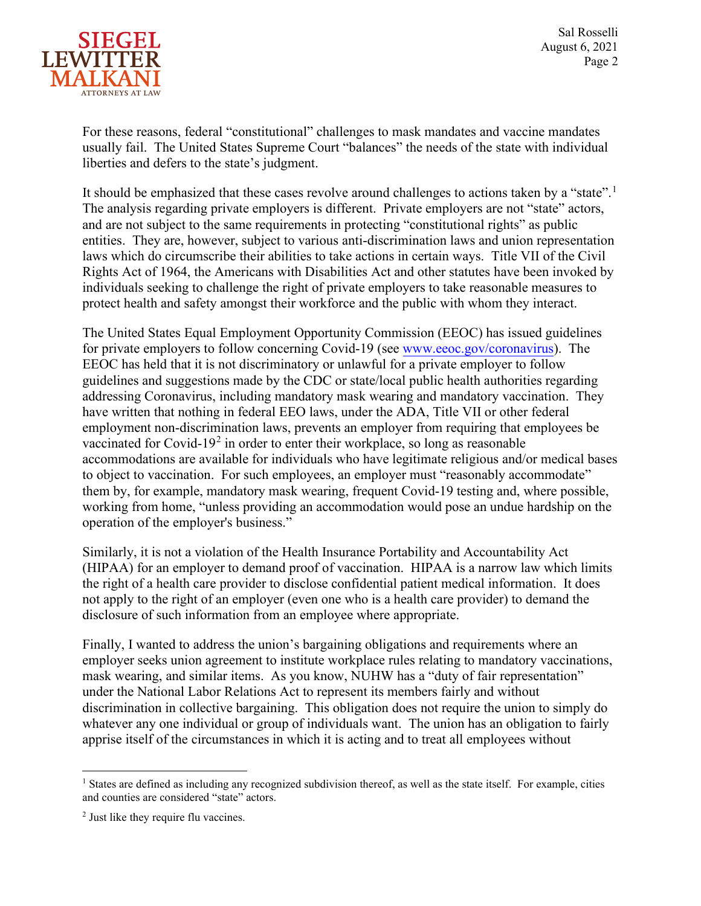For these reasons, federal "constitutional" challenges to mask mandates and vaccine mandates usually fail. The United States Supreme Court "balances" the needs of the state with individual liberties and defers to the state's judgment.

It should be emphasized that these cases revolve around challenges to actions taken by a "state".[1] The analysis regarding private employers is different. Private employers are not "state" actors, and are not subject to the same requirements in protecting "constitutional rights" as public entities. They are, however, subject to various anti-discrimination laws and union representation laws which do circumscribe their abilities to take actions in certain ways. Title VII of the Civil Rights Act of 1964, the Americans with Disabilities Act and other statutes have been invoked by individuals seeking to challenge the right of private employers to take reasonable measures to protect health and safety amongst their workforce and the public with whom they interact.

The United States Equal Employment Opportunity Commission (EEOC) has issued guidelines for private employers to follow concerning Covid-19 (see www.eeoc.gov/coronavirus). The EEOC has held that it is not discriminatory or unlawful for a private employer to follow guidelines and suggestions made by the CDC or state/local public health authorities regarding addressing Coronavirus, including mandatory mask wearing and mandatory vaccination. They have written that nothing in federal EEO laws, under the ADA, Title VII or other federal employment non-discrimination laws, prevents an employer from requiring that employees be vaccinated for Covid-19[2] in order to enter their workplace, so long as reasonable accommodations are available for individuals who have legitimate religious and/or medical bases to object to vaccination. For such employees, an employer must "reasonably accommodate" them by, for example, mandatory mask wearing, frequent Covid-19 testing and, where possible, working from home, "unless providing an accommodation would pose an undue hardship on the operation of the employer's business."

Similarly, it is not a violation of the Health Insurance Portability and Accountability Act (HIPAA) for an employer to demand proof of vaccination. HIPAA is a narrow law which limits the right of a health care provider to disclose confidential patient medical information. It does not apply to the right of an employer (even one who is a health care provider) to demand the disclosure of such information from an employee where appropriate.

Finally, I wanted to address the union's bargaining obligations and requirements where an employer seeks union agreement to institute workplace rules relating to mandatory vaccinations, mask wearing, and similar items. As you know, NUHW has a "duty of fair representation" under the National Labor Relations Act to represent its members fairly and without discrimination in collective bargaining. This obligation does not require the union to simply do whatever any one individual or group of individuals want. The union has an obligation to fairly apprise itself of the circumstances in which it is acting and to treat all employees without

---

[1] States are defined as including any recognized subdivision thereof, as well as the state itself. For example, cities and counties are considered "state" actors.

[2] Just like they require flu vaccines.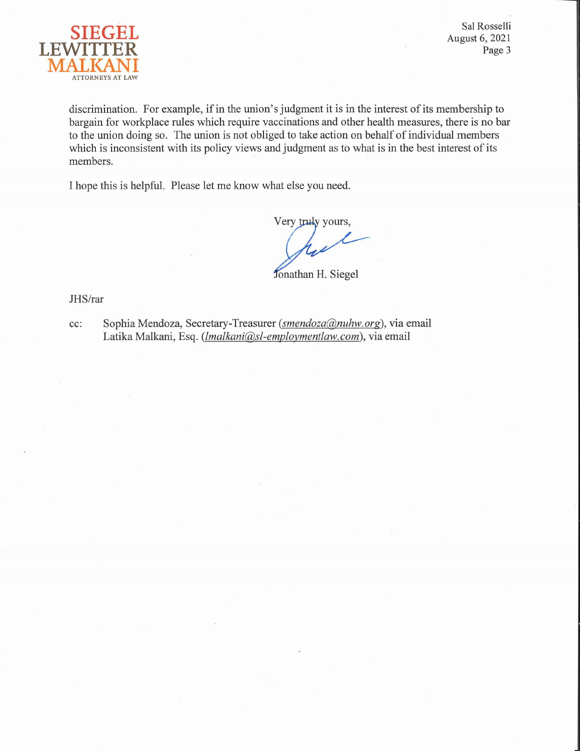discrimination. For example, if in the union's judgment it is in the interest of its membership to bargain for workplace rules which require vaccinations and other health measures, there is no bar to the union doing so. The union is not obliged to take action on behalf of individual members which is inconsistent with its policy views and judgment as to what is in the best interest of its members.

I hope this is helpful. Please let me know what else you need.

Very truly yours,

Jonathan H. Siegel

JHS/rar

cc: Sophia Mendoza, Secretary-Treasurer (*smendoza@nuhw.org*), via email
Latika Malkani, Esq. (*lmalkani@sl-employmentlaw.com*), via email